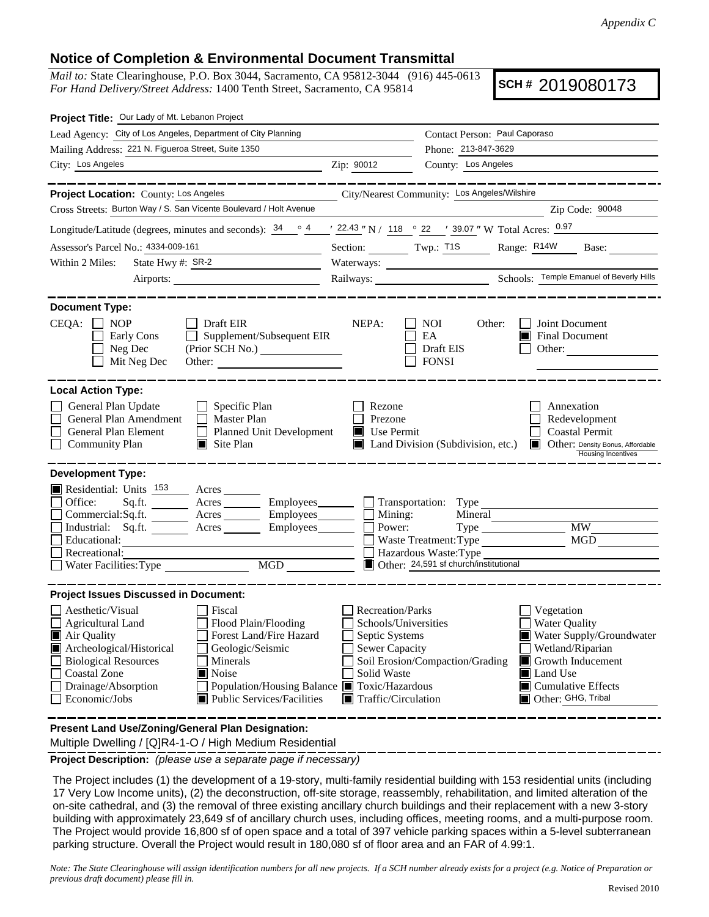*Appendix C*

## Notice of Completion & Environmental Document Transmittal

*Mail to:* State Clearinghouse, P.O. Box 3044, Sacramento, CA 95812-3044 (916) 445-0613
*For Hand Delivery/Street Address:* 1400 Tenth Street, Sacramento, CA 95814

**SCH # 2019080173**

**Project Title:** Our Lady of Mt. Lebanon Project

Lead Agency: City of Los Angeles, Department of City Planning
Contact Person: Paul Caporaso
Mailing Address: 221 N. Figueroa Street, Suite 1350
Phone: 213-847-3629
City: Los Angeles  Zip: 90012
County: Los Angeles

---

**Project Location:** County: Los Angeles  City/Nearest Community: Los Angeles/Wilshire
Cross Streets: Burton Way / S. San Vicente Boulevard / Holt Avenue  Zip Code: 90048
Longitude/Latitude (degrees, minutes and seconds): 34 ° 4 ′ 22.43 ″ N / 118 ° 22 ′ 39.07 ″ W Total Acres: 0.97
Assessor's Parcel No.: 4334-009-161  Section: ____ Twp.: T1S  Range: R14W  Base: ____
Within 2 Miles: State Hwy #: SR-2  Waterways: ____
Airports: ____  Railways: ____  Schools: Temple Emanuel of Beverly Hills

---

**Document Type:**

CEQA: ☐ NOP ☐ Early Cons ☐ Neg Dec ☐ Mit Neg Dec ☐ Draft EIR ☐ Supplement/Subsequent EIR (Prior SCH No.) ____ Other: ____

NEPA: ☐ NOI ☐ EA ☐ Draft EIS ☐ FONSI

Other: ☐ Joint Document ☒ Final Document ☐ Other: ____

---

**Local Action Type:**

☐ General Plan Update
☐ General Plan Amendment
☐ General Plan Element
☐ Community Plan
☐ Specific Plan
☐ Master Plan
☐ Planned Unit Development
☒ Site Plan
☐ Rezone
☐ Prezone
☒ Use Permit
☒ Land Division (Subdivision, etc.)
☐ Annexation
☐ Redevelopment
☐ Coastal Permit
☒ Other: Density Bonus, Affordable Housing Incentives

---

**Development Type:**

☒ Residential: Units 153 Acres ____
☐ Office: Sq.ft. ____ Acres ____ Employees ____
☐ Commercial: Sq.ft. ____ Acres ____ Employees ____
☐ Industrial: Sq.ft. ____ Acres ____ Employees ____
☐ Educational: ____
☐ Recreational: ____
☐ Water Facilities: Type ____ MGD ____
☐ Transportation: Type ____
☐ Mining: Mineral ____
☐ Power: Type ____ MW ____
☐ Waste Treatment: Type ____ MGD ____
☐ Hazardous Waste: Type ____
☒ Other: 24,591 sf church/institutional

---

**Project Issues Discussed in Document:**

☐ Aesthetic/Visual
☐ Agricultural Land
☒ Air Quality
☒ Archeological/Historical
☐ Biological Resources
☐ Coastal Zone
☐ Drainage/Absorption
☐ Economic/Jobs
☐ Fiscal
☐ Flood Plain/Flooding
☐ Forest Land/Fire Hazard
☐ Geologic/Seismic
☐ Minerals
☒ Noise
☐ Population/Housing Balance
☒ Public Services/Facilities
☐ Recreation/Parks
☐ Schools/Universities
☐ Septic Systems
☐ Sewer Capacity
☐ Soil Erosion/Compaction/Grading
☐ Solid Waste
☒ Toxic/Hazardous
☒ Traffic/Circulation
☐ Vegetation
☐ Water Quality
☒ Water Supply/Groundwater
☐ Wetland/Riparian
☒ Growth Inducement
☒ Land Use
☒ Cumulative Effects
☒ Other: GHG, Tribal

---

**Present Land Use/Zoning/General Plan Designation:**

Multiple Dwelling / [Q]R4-1-O / High Medium Residential

**Project Description:** *(please use a separate page if necessary)*

The Project includes (1) the development of a 19-story, multi-family residential building with 153 residential units (including 17 Very Low Income units), (2) the deconstruction, off-site storage, reassembly, rehabilitation, and limited alteration of the on-site cathedral, and (3) the removal of three existing ancillary church buildings and their replacement with a new 3-story building with approximately 23,649 sf of ancillary church uses, including offices, meeting rooms, and a multi-purpose room. The Project would provide 16,800 sf of open space and a total of 397 vehicle parking spaces within a 5-level subterranean parking structure. Overall the Project would result in 180,080 sf of floor area and an FAR of 4.99:1.

*Note: The State Clearinghouse will assign identification numbers for all new projects. If a SCH number already exists for a project (e.g. Notice of Preparation or previous draft document) please fill in.*

Revised 2010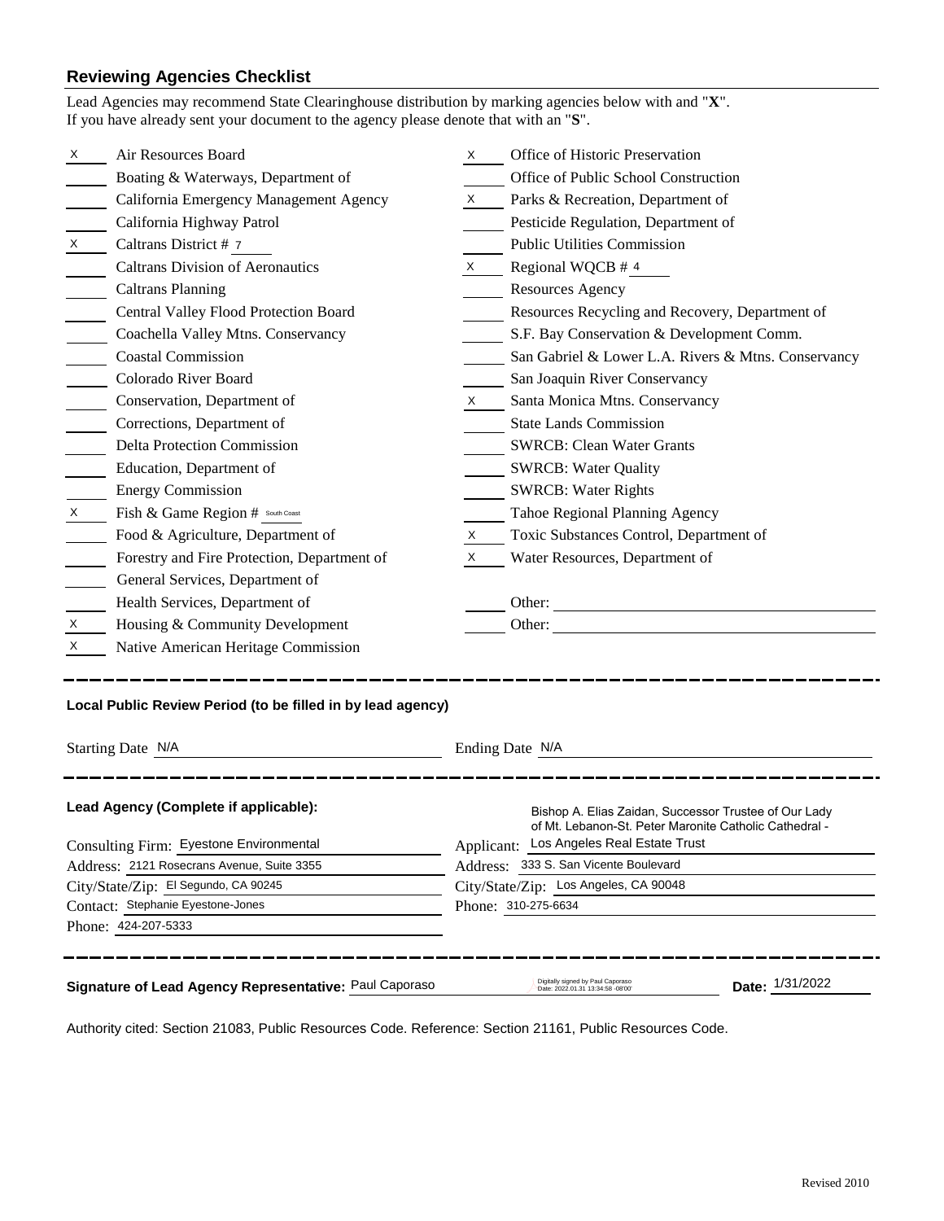## Reviewing Agencies Checklist

Lead Agencies may recommend State Clearinghouse distribution by marking agencies below with and "**X**".
If you have already sent your document to the agency please denote that with an "**S**".

| | | | |
|---|---|---|---|
| X | Air Resources Board | X | Office of Historic Preservation |
| | Boating & Waterways, Department of | | Office of Public School Construction |
| | California Emergency Management Agency | X | Parks & Recreation, Department of |
| | California Highway Patrol | | Pesticide Regulation, Department of |
| X | Caltrans District # 7 | | Public Utilities Commission |
| | Caltrans Division of Aeronautics | X | Regional WQCB # 4 |
| | Caltrans Planning | | Resources Agency |
| | Central Valley Flood Protection Board | | Resources Recycling and Recovery, Department of |
| | Coachella Valley Mtns. Conservancy | | S.F. Bay Conservation & Development Comm. |
| | Coastal Commission | | San Gabriel & Lower L.A. Rivers & Mtns. Conservancy |
| | Colorado River Board | | San Joaquin River Conservancy |
| | Conservation, Department of | X | Santa Monica Mtns. Conservancy |
| | Corrections, Department of | | State Lands Commission |
| | Delta Protection Commission | | SWRCB: Clean Water Grants |
| | Education, Department of | | SWRCB: Water Quality |
| | Energy Commission | | SWRCB: Water Rights |
| X | Fish & Game Region # South Coast | | Tahoe Regional Planning Agency |
| | Food & Agriculture, Department of | X | Toxic Substances Control, Department of |
| | Forestry and Fire Protection, Department of | X | Water Resources, Department of |
| | General Services, Department of | | |
| | Health Services, Department of | | Other: |
| X | Housing & Community Development | | Other: |
| X | Native American Heritage Commission | | |

---

**Local Public Review Period (to be filled in by lead agency)**

Starting Date N/A

Ending Date N/A

---

**Lead Agency (Complete if applicable):**

Consulting Firm: Eyestone Environmental
Address: 2121 Rosecrans Avenue, Suite 3355
City/State/Zip: El Segundo, CA 90245
Contact: Stephanie Eyestone-Jones
Phone: 424-207-5333

Applicant: Bishop A. Elias Zaidan, Successor Trustee of Our Lady of Mt. Lebanon-St. Peter Maronite Catholic Cathedral - Los Angeles Real Estate Trust
Address: 333 S. San Vicente Boulevard
City/State/Zip: Los Angeles, CA 90048
Phone: 310-275-6634

---

**Signature of Lead Agency Representative:** Paul Caporaso Digitally signed by Paul Caporaso Date: 2022.01.31 13:34:58 -08'00' **Date:** 1/31/2022

Authority cited: Section 21083, Public Resources Code. Reference: Section 21161, Public Resources Code.

Revised 2010